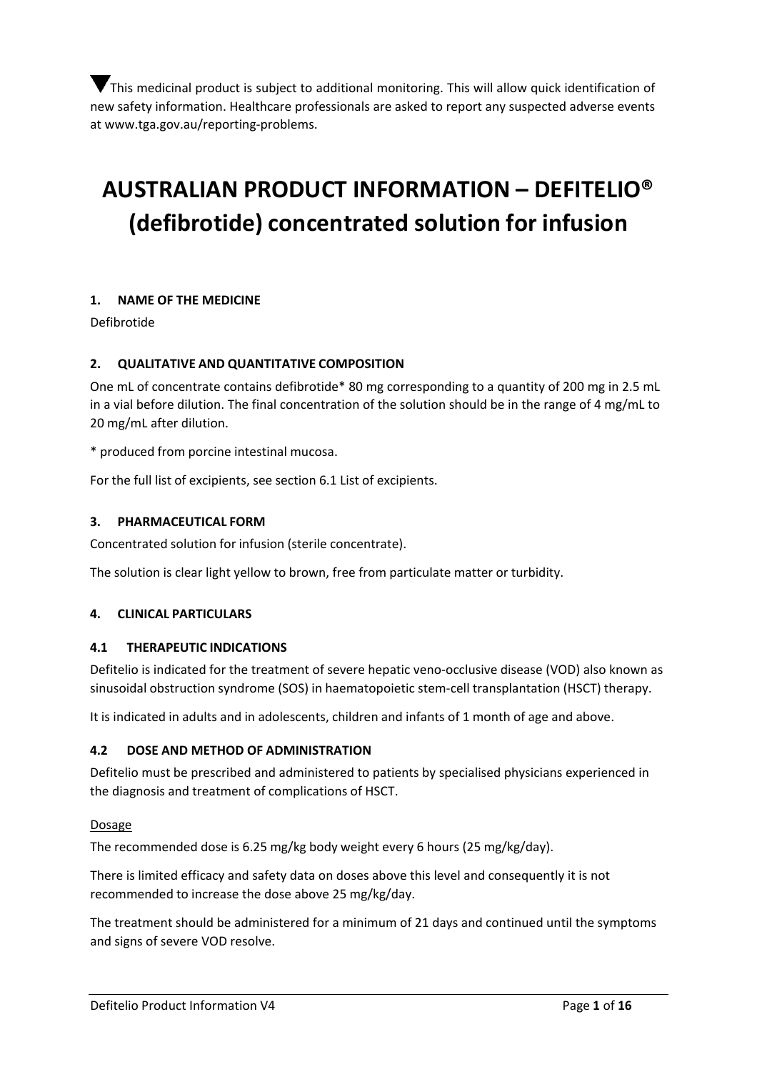▼This medicinal product is subject to additional monitoring. This will allow quick identification of new safety information. Healthcare professionals are asked to report any suspected adverse events at www.tga.gov.au/reporting-problems.

# AUSTRALIAN PRODUCT INFORMATION – DEFITELIO® (defibrotide) concentrated solution for infusion

## 1. NAME OF THE MEDICINE

Defibrotide

## 2. QUALITATIVE AND QUANTITATIVE COMPOSITION

One mL of concentrate contains defibrotide* 80 mg corresponding to a quantity of 200 mg in 2.5 mL in a vial before dilution. The final concentration of the solution should be in the range of 4 mg/mL to 20 mg/mL after dilution.

* produced from porcine intestinal mucosa.

For the full list of excipients, see section 6.1 List of excipients.

## 3. PHARMACEUTICAL FORM

Concentrated solution for infusion (sterile concentrate).

The solution is clear light yellow to brown, free from particulate matter or turbidity.

## 4. CLINICAL PARTICULARS

### 4.1 THERAPEUTIC INDICATIONS

Defitelio is indicated for the treatment of severe hepatic veno-occlusive disease (VOD) also known as sinusoidal obstruction syndrome (SOS) in haematopoietic stem-cell transplantation (HSCT) therapy.

It is indicated in adults and in adolescents, children and infants of 1 month of age and above.

### 4.2 DOSE AND METHOD OF ADMINISTRATION

Defitelio must be prescribed and administered to patients by specialised physicians experienced in the diagnosis and treatment of complications of HSCT.

<u>Dosage</u>

The recommended dose is 6.25 mg/kg body weight every 6 hours (25 mg/kg/day).

There is limited efficacy and safety data on doses above this level and consequently it is not recommended to increase the dose above 25 mg/kg/day.

The treatment should be administered for a minimum of 21 days and continued until the symptoms and signs of severe VOD resolve.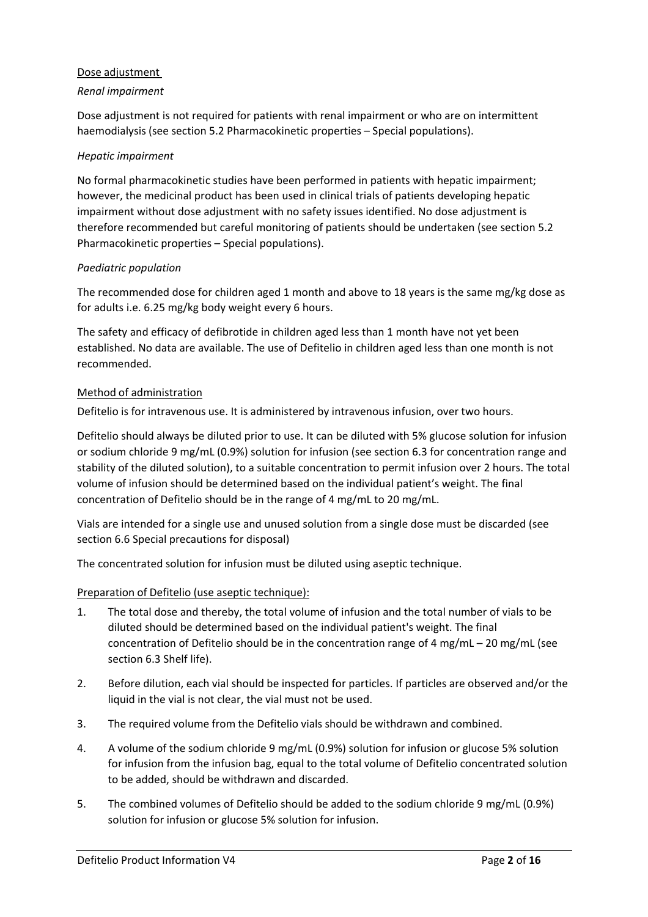Dose adjustment

*Renal impairment*

Dose adjustment is not required for patients with renal impairment or who are on intermittent haemodialysis (see section 5.2 Pharmacokinetic properties – Special populations).

*Hepatic impairment*

No formal pharmacokinetic studies have been performed in patients with hepatic impairment; however, the medicinal product has been used in clinical trials of patients developing hepatic impairment without dose adjustment with no safety issues identified. No dose adjustment is therefore recommended but careful monitoring of patients should be undertaken (see section 5.2 Pharmacokinetic properties – Special populations).

*Paediatric population*

The recommended dose for children aged 1 month and above to 18 years is the same mg/kg dose as for adults i.e. 6.25 mg/kg body weight every 6 hours.

The safety and efficacy of defibrotide in children aged less than 1 month have not yet been established. No data are available. The use of Defitelio in children aged less than one month is not recommended.

Method of administration

Defitelio is for intravenous use. It is administered by intravenous infusion, over two hours.

Defitelio should always be diluted prior to use. It can be diluted with 5% glucose solution for infusion or sodium chloride 9 mg/mL (0.9%) solution for infusion (see section 6.3 for concentration range and stability of the diluted solution), to a suitable concentration to permit infusion over 2 hours. The total volume of infusion should be determined based on the individual patient's weight. The final concentration of Defitelio should be in the range of 4 mg/mL to 20 mg/mL.

Vials are intended for a single use and unused solution from a single dose must be discarded (see section 6.6 Special precautions for disposal)

The concentrated solution for infusion must be diluted using aseptic technique.

Preparation of Defitelio (use aseptic technique):

1. The total dose and thereby, the total volume of infusion and the total number of vials to be diluted should be determined based on the individual patient's weight. The final concentration of Defitelio should be in the concentration range of 4 mg/mL – 20 mg/mL (see section 6.3 Shelf life).
2. Before dilution, each vial should be inspected for particles. If particles are observed and/or the liquid in the vial is not clear, the vial must not be used.
3. The required volume from the Defitelio vials should be withdrawn and combined.
4. A volume of the sodium chloride 9 mg/mL (0.9%) solution for infusion or glucose 5% solution for infusion from the infusion bag, equal to the total volume of Defitelio concentrated solution to be added, should be withdrawn and discarded.
5. The combined volumes of Defitelio should be added to the sodium chloride 9 mg/mL (0.9%) solution for infusion or glucose 5% solution for infusion.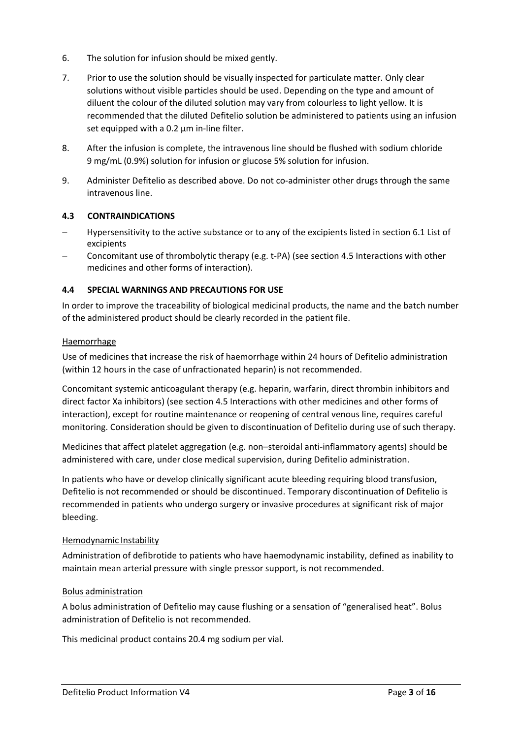6. The solution for infusion should be mixed gently.

7. Prior to use the solution should be visually inspected for particulate matter. Only clear solutions without visible particles should be used. Depending on the type and amount of diluent the colour of the diluted solution may vary from colourless to light yellow. It is recommended that the diluted Defitelio solution be administered to patients using an infusion set equipped with a 0.2 µm in-line filter.

8. After the infusion is complete, the intravenous line should be flushed with sodium chloride 9 mg/mL (0.9%) solution for infusion or glucose 5% solution for infusion.

9. Administer Defitelio as described above. Do not co-administer other drugs through the same intravenous line.

### 4.3 CONTRAINDICATIONS

- Hypersensitivity to the active substance or to any of the excipients listed in section 6.1 List of excipients
- Concomitant use of thrombolytic therapy (e.g. t-PA) (see section 4.5 Interactions with other medicines and other forms of interaction).

### 4.4 SPECIAL WARNINGS AND PRECAUTIONS FOR USE

In order to improve the traceability of biological medicinal products, the name and the batch number of the administered product should be clearly recorded in the patient file.

Haemorrhage

Use of medicines that increase the risk of haemorrhage within 24 hours of Defitelio administration (within 12 hours in the case of unfractionated heparin) is not recommended.

Concomitant systemic anticoagulant therapy (e.g. heparin, warfarin, direct thrombin inhibitors and direct factor Xa inhibitors) (see section 4.5 Interactions with other medicines and other forms of interaction), except for routine maintenance or reopening of central venous line, requires careful monitoring. Consideration should be given to discontinuation of Defitelio during use of such therapy.

Medicines that affect platelet aggregation (e.g. non–steroidal anti-inflammatory agents) should be administered with care, under close medical supervision, during Defitelio administration.

In patients who have or develop clinically significant acute bleeding requiring blood transfusion, Defitelio is not recommended or should be discontinued. Temporary discontinuation of Defitelio is recommended in patients who undergo surgery or invasive procedures at significant risk of major bleeding.

Hemodynamic Instability

Administration of defibrotide to patients who have haemodynamic instability, defined as inability to maintain mean arterial pressure with single pressor support, is not recommended.

Bolus administration

A bolus administration of Defitelio may cause flushing or a sensation of "generalised heat". Bolus administration of Defitelio is not recommended.

This medicinal product contains 20.4 mg sodium per vial.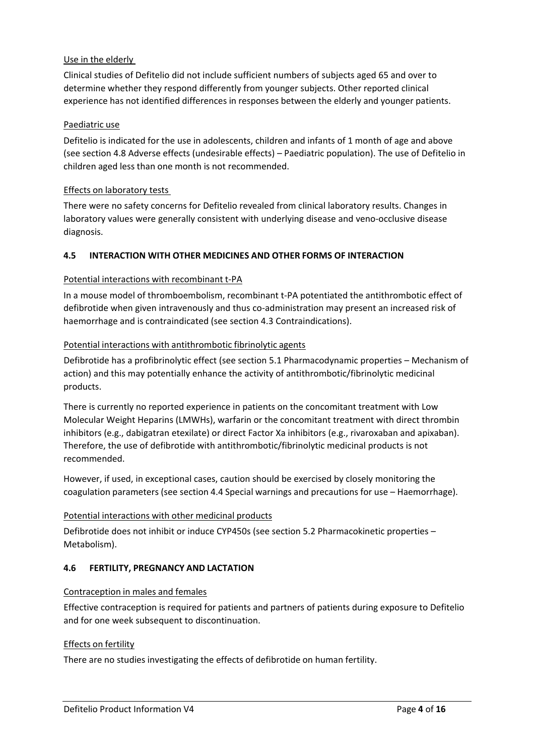Use in the elderly

Clinical studies of Defitelio did not include sufficient numbers of subjects aged 65 and over to determine whether they respond differently from younger subjects. Other reported clinical experience has not identified differences in responses between the elderly and younger patients.

Paediatric use

Defitelio is indicated for the use in adolescents, children and infants of 1 month of age and above (see section 4.8 Adverse effects (undesirable effects) – Paediatric population). The use of Defitelio in children aged less than one month is not recommended.

Effects on laboratory tests

There were no safety concerns for Defitelio revealed from clinical laboratory results. Changes in laboratory values were generally consistent with underlying disease and veno-occlusive disease diagnosis.

## 4.5 INTERACTION WITH OTHER MEDICINES AND OTHER FORMS OF INTERACTION

Potential interactions with recombinant t-PA

In a mouse model of thromboembolism, recombinant t-PA potentiated the antithrombotic effect of defibrotide when given intravenously and thus co-administration may present an increased risk of haemorrhage and is contraindicated (see section 4.3 Contraindications).

Potential interactions with antithrombotic fibrinolytic agents

Defibrotide has a profibrinolytic effect (see section 5.1 Pharmacodynamic properties – Mechanism of action) and this may potentially enhance the activity of antithrombotic/fibrinolytic medicinal products.

There is currently no reported experience in patients on the concomitant treatment with Low Molecular Weight Heparins (LMWHs), warfarin or the concomitant treatment with direct thrombin inhibitors (e.g., dabigatran etexilate) or direct Factor Xa inhibitors (e.g., rivaroxaban and apixaban). Therefore, the use of defibrotide with antithrombotic/fibrinolytic medicinal products is not recommended.

However, if used, in exceptional cases, caution should be exercised by closely monitoring the coagulation parameters (see section 4.4 Special warnings and precautions for use – Haemorrhage).

Potential interactions with other medicinal products

Defibrotide does not inhibit or induce CYP450s (see section 5.2 Pharmacokinetic properties – Metabolism).

## 4.6 FERTILITY, PREGNANCY AND LACTATION

Contraception in males and females

Effective contraception is required for patients and partners of patients during exposure to Defitelio and for one week subsequent to discontinuation.

Effects on fertility

There are no studies investigating the effects of defibrotide on human fertility.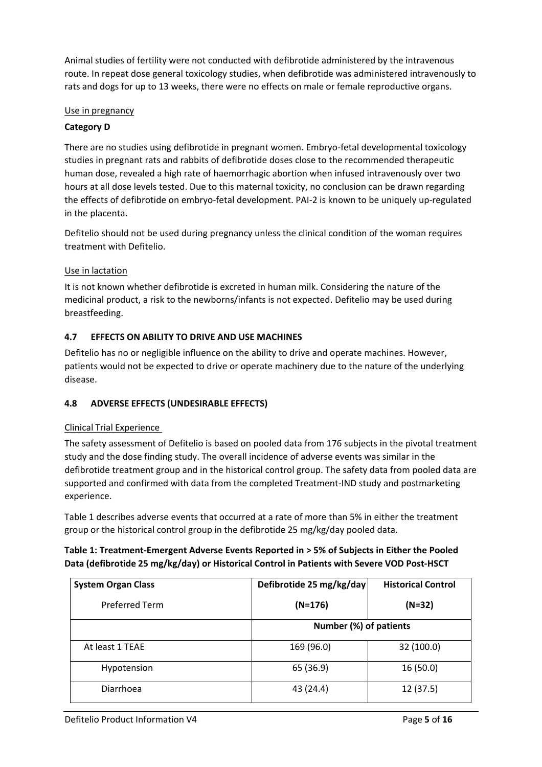Animal studies of fertility were not conducted with defibrotide administered by the intravenous route. In repeat dose general toxicology studies, when defibrotide was administered intravenously to rats and dogs for up to 13 weeks, there were no effects on male or female reproductive organs.

Use in pregnancy

**Category D**

There are no studies using defibrotide in pregnant women. Embryo-fetal developmental toxicology studies in pregnant rats and rabbits of defibrotide doses close to the recommended therapeutic human dose, revealed a high rate of haemorrhagic abortion when infused intravenously over two hours at all dose levels tested. Due to this maternal toxicity, no conclusion can be drawn regarding the effects of defibrotide on embryo-fetal development. PAI-2 is known to be uniquely up-regulated in the placenta.

Defitelio should not be used during pregnancy unless the clinical condition of the woman requires treatment with Defitelio.

Use in lactation

It is not known whether defibrotide is excreted in human milk. Considering the nature of the medicinal product, a risk to the newborns/infants is not expected. Defitelio may be used during breastfeeding.

## 4.7 EFFECTS ON ABILITY TO DRIVE AND USE MACHINES

Defitelio has no or negligible influence on the ability to drive and operate machines. However, patients would not be expected to drive or operate machinery due to the nature of the underlying disease.

## 4.8 ADVERSE EFFECTS (UNDESIRABLE EFFECTS)

Clinical Trial Experience

The safety assessment of Defitelio is based on pooled data from 176 subjects in the pivotal treatment study and the dose finding study. The overall incidence of adverse events was similar in the defibrotide treatment group and in the historical control group. The safety data from pooled data are supported and confirmed with data from the completed Treatment-IND study and postmarketing experience.

Table 1 describes adverse events that occurred at a rate of more than 5% in either the treatment group or the historical control group in the defibrotide 25 mg/kg/day pooled data.

**Table 1: Treatment-Emergent Adverse Events Reported in > 5% of Subjects in Either the Pooled Data (defibrotide 25 mg/kg/day) or Historical Control in Patients with Severe VOD Post-HSCT**

| System Organ Class<br>Preferred Term | Defibrotide 25 mg/kg/day<br>(N=176) | Historical Control<br>(N=32) |
|---|---|---|
| | Number (%) of patients | |
| At least 1 TEAE | 169 (96.0) | 32 (100.0) |
| Hypotension | 65 (36.9) | 16 (50.0) |
| Diarrhoea | 43 (24.4) | 12 (37.5) |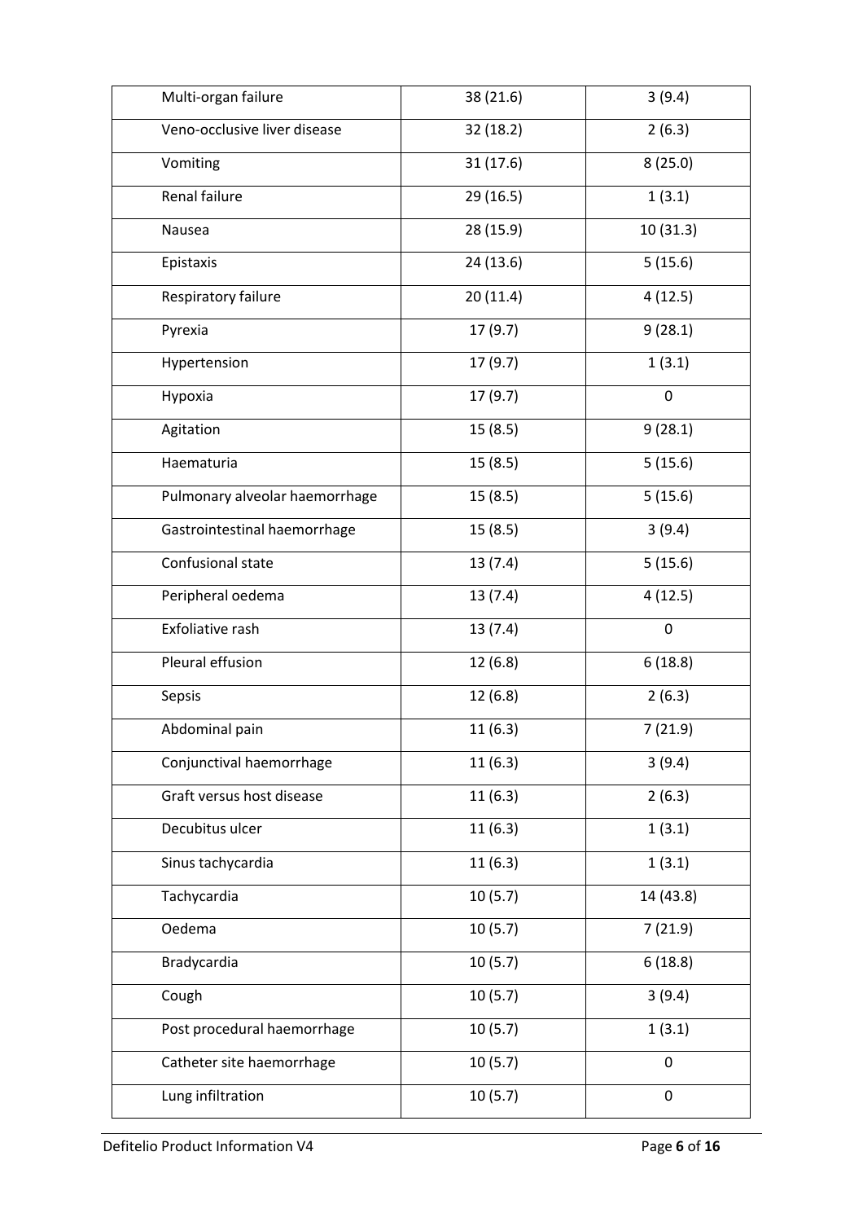| | | |
|---|---|---|
| Multi-organ failure | 38 (21.6) | 3 (9.4) |
| Veno-occlusive liver disease | 32 (18.2) | 2 (6.3) |
| Vomiting | 31 (17.6) | 8 (25.0) |
| Renal failure | 29 (16.5) | 1 (3.1) |
| Nausea | 28 (15.9) | 10 (31.3) |
| Epistaxis | 24 (13.6) | 5 (15.6) |
| Respiratory failure | 20 (11.4) | 4 (12.5) |
| Pyrexia | 17 (9.7) | 9 (28.1) |
| Hypertension | 17 (9.7) | 1 (3.1) |
| Hypoxia | 17 (9.7) | 0 |
| Agitation | 15 (8.5) | 9 (28.1) |
| Haematuria | 15 (8.5) | 5 (15.6) |
| Pulmonary alveolar haemorrhage | 15 (8.5) | 5 (15.6) |
| Gastrointestinal haemorrhage | 15 (8.5) | 3 (9.4) |
| Confusional state | 13 (7.4) | 5 (15.6) |
| Peripheral oedema | 13 (7.4) | 4 (12.5) |
| Exfoliative rash | 13 (7.4) | 0 |
| Pleural effusion | 12 (6.8) | 6 (18.8) |
| Sepsis | 12 (6.8) | 2 (6.3) |
| Abdominal pain | 11 (6.3) | 7 (21.9) |
| Conjunctival haemorrhage | 11 (6.3) | 3 (9.4) |
| Graft versus host disease | 11 (6.3) | 2 (6.3) |
| Decubitus ulcer | 11 (6.3) | 1 (3.1) |
| Sinus tachycardia | 11 (6.3) | 1 (3.1) |
| Tachycardia | 10 (5.7) | 14 (43.8) |
| Oedema | 10 (5.7) | 7 (21.9) |
| Bradycardia | 10 (5.7) | 6 (18.8) |
| Cough | 10 (5.7) | 3 (9.4) |
| Post procedural haemorrhage | 10 (5.7) | 1 (3.1) |
| Catheter site haemorrhage | 10 (5.7) | 0 |
| Lung infiltration | 10 (5.7) | 0 |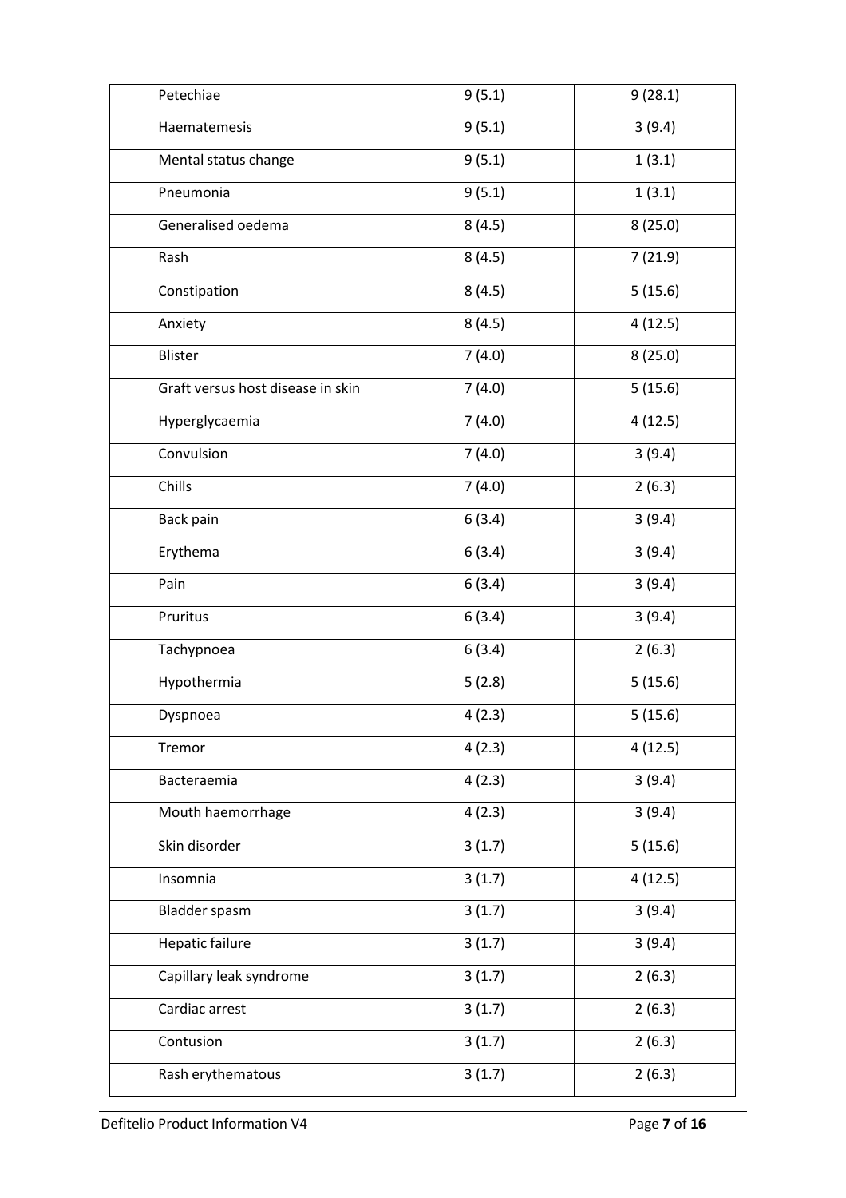| | | |
|---|---|---|
| Petechiae | 9 (5.1) | 9 (28.1) |
| Haematemesis | 9 (5.1) | 3 (9.4) |
| Mental status change | 9 (5.1) | 1 (3.1) |
| Pneumonia | 9 (5.1) | 1 (3.1) |
| Generalised oedema | 8 (4.5) | 8 (25.0) |
| Rash | 8 (4.5) | 7 (21.9) |
| Constipation | 8 (4.5) | 5 (15.6) |
| Anxiety | 8 (4.5) | 4 (12.5) |
| Blister | 7 (4.0) | 8 (25.0) |
| Graft versus host disease in skin | 7 (4.0) | 5 (15.6) |
| Hyperglycaemia | 7 (4.0) | 4 (12.5) |
| Convulsion | 7 (4.0) | 3 (9.4) |
| Chills | 7 (4.0) | 2 (6.3) |
| Back pain | 6 (3.4) | 3 (9.4) |
| Erythema | 6 (3.4) | 3 (9.4) |
| Pain | 6 (3.4) | 3 (9.4) |
| Pruritus | 6 (3.4) | 3 (9.4) |
| Tachypnoea | 6 (3.4) | 2 (6.3) |
| Hypothermia | 5 (2.8) | 5 (15.6) |
| Dyspnoea | 4 (2.3) | 5 (15.6) |
| Tremor | 4 (2.3) | 4 (12.5) |
| Bacteraemia | 4 (2.3) | 3 (9.4) |
| Mouth haemorrhage | 4 (2.3) | 3 (9.4) |
| Skin disorder | 3 (1.7) | 5 (15.6) |
| Insomnia | 3 (1.7) | 4 (12.5) |
| Bladder spasm | 3 (1.7) | 3 (9.4) |
| Hepatic failure | 3 (1.7) | 3 (9.4) |
| Capillary leak syndrome | 3 (1.7) | 2 (6.3) |
| Cardiac arrest | 3 (1.7) | 2 (6.3) |
| Contusion | 3 (1.7) | 2 (6.3) |
| Rash erythematous | 3 (1.7) | 2 (6.3) |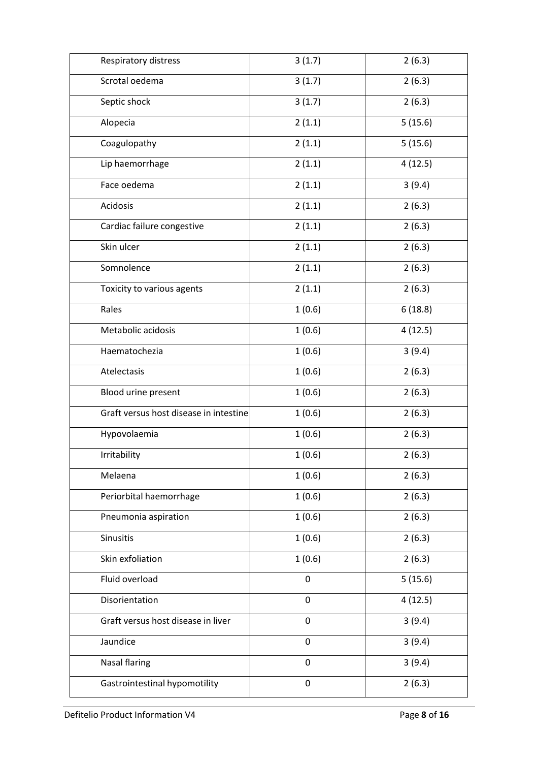| | | |
|---|---|---|
| Respiratory distress | 3 (1.7) | 2 (6.3) |
| Scrotal oedema | 3 (1.7) | 2 (6.3) |
| Septic shock | 3 (1.7) | 2 (6.3) |
| Alopecia | 2 (1.1) | 5 (15.6) |
| Coagulopathy | 2 (1.1) | 5 (15.6) |
| Lip haemorrhage | 2 (1.1) | 4 (12.5) |
| Face oedema | 2 (1.1) | 3 (9.4) |
| Acidosis | 2 (1.1) | 2 (6.3) |
| Cardiac failure congestive | 2 (1.1) | 2 (6.3) |
| Skin ulcer | 2 (1.1) | 2 (6.3) |
| Somnolence | 2 (1.1) | 2 (6.3) |
| Toxicity to various agents | 2 (1.1) | 2 (6.3) |
| Rales | 1 (0.6) | 6 (18.8) |
| Metabolic acidosis | 1 (0.6) | 4 (12.5) |
| Haematochezia | 1 (0.6) | 3 (9.4) |
| Atelectasis | 1 (0.6) | 2 (6.3) |
| Blood urine present | 1 (0.6) | 2 (6.3) |
| Graft versus host disease in intestine | 1 (0.6) | 2 (6.3) |
| Hypovolaemia | 1 (0.6) | 2 (6.3) |
| Irritability | 1 (0.6) | 2 (6.3) |
| Melaena | 1 (0.6) | 2 (6.3) |
| Periorbital haemorrhage | 1 (0.6) | 2 (6.3) |
| Pneumonia aspiration | 1 (0.6) | 2 (6.3) |
| Sinusitis | 1 (0.6) | 2 (6.3) |
| Skin exfoliation | 1 (0.6) | 2 (6.3) |
| Fluid overload | 0 | 5 (15.6) |
| Disorientation | 0 | 4 (12.5) |
| Graft versus host disease in liver | 0 | 3 (9.4) |
| Jaundice | 0 | 3 (9.4) |
| Nasal flaring | 0 | 3 (9.4) |
| Gastrointestinal hypomotility | 0 | 2 (6.3) |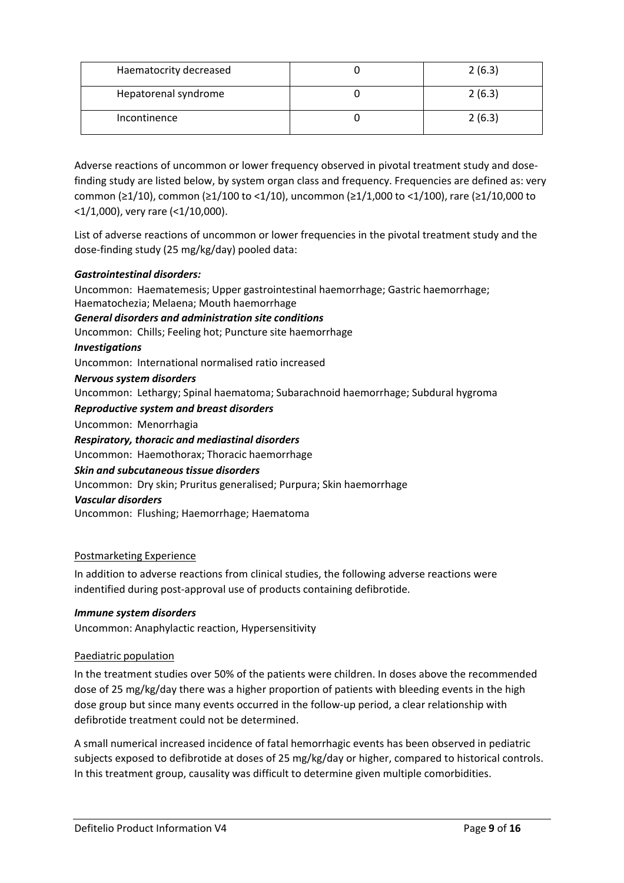| Haematocrity decreased | 0 | 2 (6.3) |
|---|---|---|
| Hepatorenal syndrome | 0 | 2 (6.3) |
| Incontinence | 0 | 2 (6.3) |

Adverse reactions of uncommon or lower frequency observed in pivotal treatment study and dose-finding study are listed below, by system organ class and frequency. Frequencies are defined as: very common (≥1/10), common (≥1/100 to <1/10), uncommon (≥1/1,000 to <1/100), rare (≥1/10,000 to <1/1,000), very rare (<1/10,000).

List of adverse reactions of uncommon or lower frequencies in the pivotal treatment study and the dose-finding study (25 mg/kg/day) pooled data:

***Gastrointestinal disorders:***
Uncommon: Haematemesis; Upper gastrointestinal haemorrhage; Gastric haemorrhage; Haematochezia; Melaena; Mouth haemorrhage

***General disorders and administration site conditions***
Uncommon: Chills; Feeling hot; Puncture site haemorrhage

***Investigations***
Uncommon: International normalised ratio increased

***Nervous system disorders***
Uncommon: Lethargy; Spinal haematoma; Subarachnoid haemorrhage; Subdural hygroma

***Reproductive system and breast disorders***
Uncommon: Menorrhagia

***Respiratory, thoracic and mediastinal disorders***
Uncommon: Haemothorax; Thoracic haemorrhage

***Skin and subcutaneous tissue disorders***
Uncommon: Dry skin; Pruritus generalised; Purpura; Skin haemorrhage

***Vascular disorders***
Uncommon: Flushing; Haemorrhage; Haematoma

Postmarketing Experience

In addition to adverse reactions from clinical studies, the following adverse reactions were indentified during post-approval use of products containing defibrotide.

***Immune system disorders***
Uncommon: Anaphylactic reaction, Hypersensitivity

Paediatric population

In the treatment studies over 50% of the patients were children. In doses above the recommended dose of 25 mg/kg/day there was a higher proportion of patients with bleeding events in the high dose group but since many events occurred in the follow-up period, a clear relationship with defibrotide treatment could not be determined.

A small numerical increased incidence of fatal hemorrhagic events has been observed in pediatric subjects exposed to defibrotide at doses of 25 mg/kg/day or higher, compared to historical controls. In this treatment group, causality was difficult to determine given multiple comorbidities.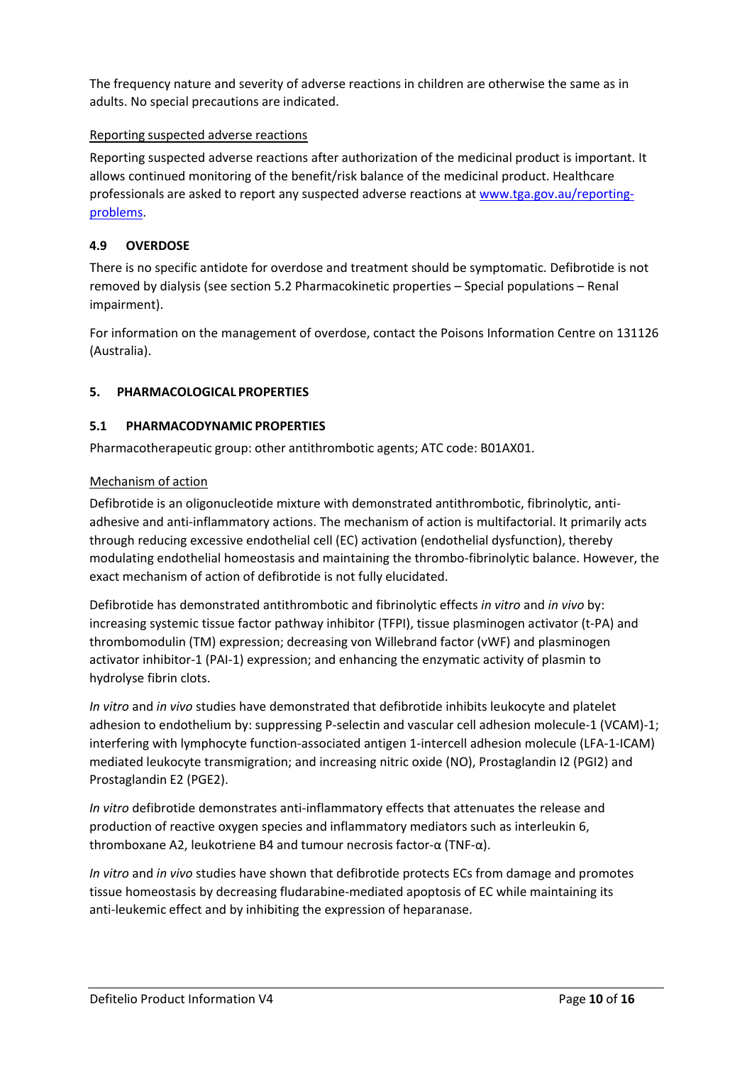The frequency nature and severity of adverse reactions in children are otherwise the same as in adults. No special precautions are indicated.

Reporting suspected adverse reactions

Reporting suspected adverse reactions after authorization of the medicinal product is important. It allows continued monitoring of the benefit/risk balance of the medicinal product. Healthcare professionals are asked to report any suspected adverse reactions at [www.tga.gov.au/reporting-problems](www.tga.gov.au/reporting-problems).

## 4.9 OVERDOSE

There is no specific antidote for overdose and treatment should be symptomatic. Defibrotide is not removed by dialysis (see section 5.2 Pharmacokinetic properties – Special populations – Renal impairment).

For information on the management of overdose, contact the Poisons Information Centre on 131126 (Australia).

# 5. PHARMACOLOGICAL PROPERTIES

## 5.1 PHARMACODYNAMIC PROPERTIES

Pharmacotherapeutic group: other antithrombotic agents; ATC code: B01AX01.

Mechanism of action

Defibrotide is an oligonucleotide mixture with demonstrated antithrombotic, fibrinolytic, anti-adhesive and anti-inflammatory actions. The mechanism of action is multifactorial. It primarily acts through reducing excessive endothelial cell (EC) activation (endothelial dysfunction), thereby modulating endothelial homeostasis and maintaining the thrombo-fibrinolytic balance. However, the exact mechanism of action of defibrotide is not fully elucidated.

Defibrotide has demonstrated antithrombotic and fibrinolytic effects *in vitro* and *in vivo* by: increasing systemic tissue factor pathway inhibitor (TFPI), tissue plasminogen activator (t-PA) and thrombomodulin (TM) expression; decreasing von Willebrand factor (vWF) and plasminogen activator inhibitor-1 (PAI-1) expression; and enhancing the enzymatic activity of plasmin to hydrolyse fibrin clots.

*In vitro* and *in vivo* studies have demonstrated that defibrotide inhibits leukocyte and platelet adhesion to endothelium by: suppressing P-selectin and vascular cell adhesion molecule-1 (VCAM)-1; interfering with lymphocyte function-associated antigen 1-intercell adhesion molecule (LFA-1-ICAM) mediated leukocyte transmigration; and increasing nitric oxide (NO), Prostaglandin I2 (PGI2) and Prostaglandin E2 (PGE2).

*In vitro* defibrotide demonstrates anti-inflammatory effects that attenuates the release and production of reactive oxygen species and inflammatory mediators such as interleukin 6, thromboxane A2, leukotriene B4 and tumour necrosis factor-α (TNF-α).

*In vitro* and *in vivo* studies have shown that defibrotide protects ECs from damage and promotes tissue homeostasis by decreasing fludarabine-mediated apoptosis of EC while maintaining its anti-leukemic effect and by inhibiting the expression of heparanase.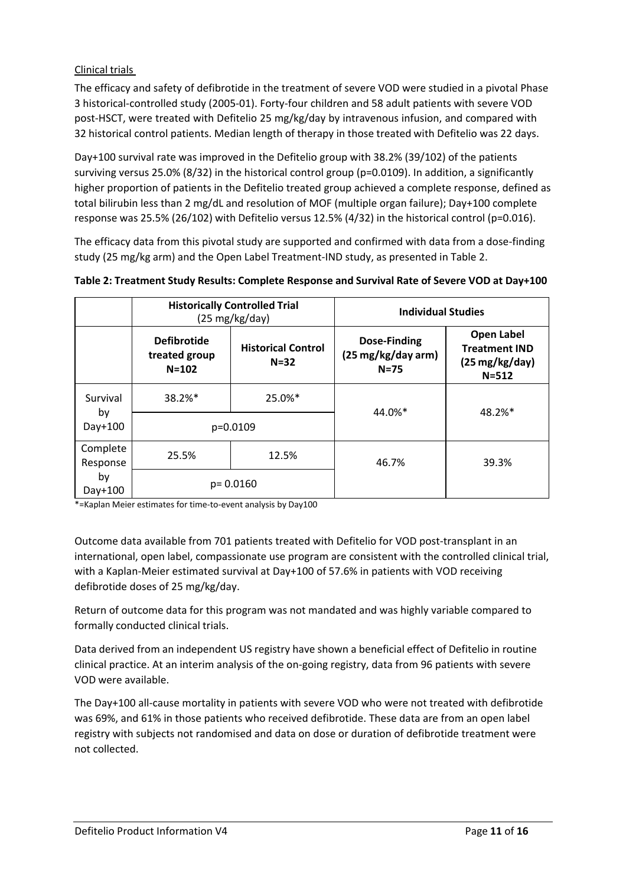Clinical trials

The efficacy and safety of defibrotide in the treatment of severe VOD were studied in a pivotal Phase 3 historical-controlled study (2005-01). Forty-four children and 58 adult patients with severe VOD post-HSCT, were treated with Defitelio 25 mg/kg/day by intravenous infusion, and compared with 32 historical control patients. Median length of therapy in those treated with Defitelio was 22 days.

Day+100 survival rate was improved in the Defitelio group with 38.2% (39/102) of the patients surviving versus 25.0% (8/32) in the historical control group (p=0.0109). In addition, a significantly higher proportion of patients in the Defitelio treated group achieved a complete response, defined as total bilirubin less than 2 mg/dL and resolution of MOF (multiple organ failure); Day+100 complete response was 25.5% (26/102) with Defitelio versus 12.5% (4/32) in the historical control (p=0.016).

The efficacy data from this pivotal study are supported and confirmed with data from a dose-finding study (25 mg/kg arm) and the Open Label Treatment-IND study, as presented in Table 2.

**Table 2: Treatment Study Results: Complete Response and Survival Rate of Severe VOD at Day+100**

| | **Historically Controlled Trial** (25 mg/kg/day) | | **Individual Studies** | |
|---|---|---|---|---|
| | **Defibrotide treated group N=102** | **Historical Control N=32** | **Dose-Finding (25 mg/kg/day arm) N=75** | **Open Label Treatment IND (25 mg/kg/day) N=512** |
| Survival by Day+100 | 38.2%* | 25.0%* | 44.0%* | 48.2%* |
| | p=0.0109 | | | |
| Complete Response by Day+100 | 25.5% | 12.5% | 46.7% | 39.3% |
| | p= 0.0160 | | | |

*=Kaplan Meier estimates for time-to-event analysis by Day100

Outcome data available from 701 patients treated with Defitelio for VOD post-transplant in an international, open label, compassionate use program are consistent with the controlled clinical trial, with a Kaplan-Meier estimated survival at Day+100 of 57.6% in patients with VOD receiving defibrotide doses of 25 mg/kg/day.

Return of outcome data for this program was not mandated and was highly variable compared to formally conducted clinical trials.

Data derived from an independent US registry have shown a beneficial effect of Defitelio in routine clinical practice. At an interim analysis of the on-going registry, data from 96 patients with severe VOD were available.

The Day+100 all-cause mortality in patients with severe VOD who were not treated with defibrotide was 69%, and 61% in those patients who received defibrotide. These data are from an open label registry with subjects not randomised and data on dose or duration of defibrotide treatment were not collected.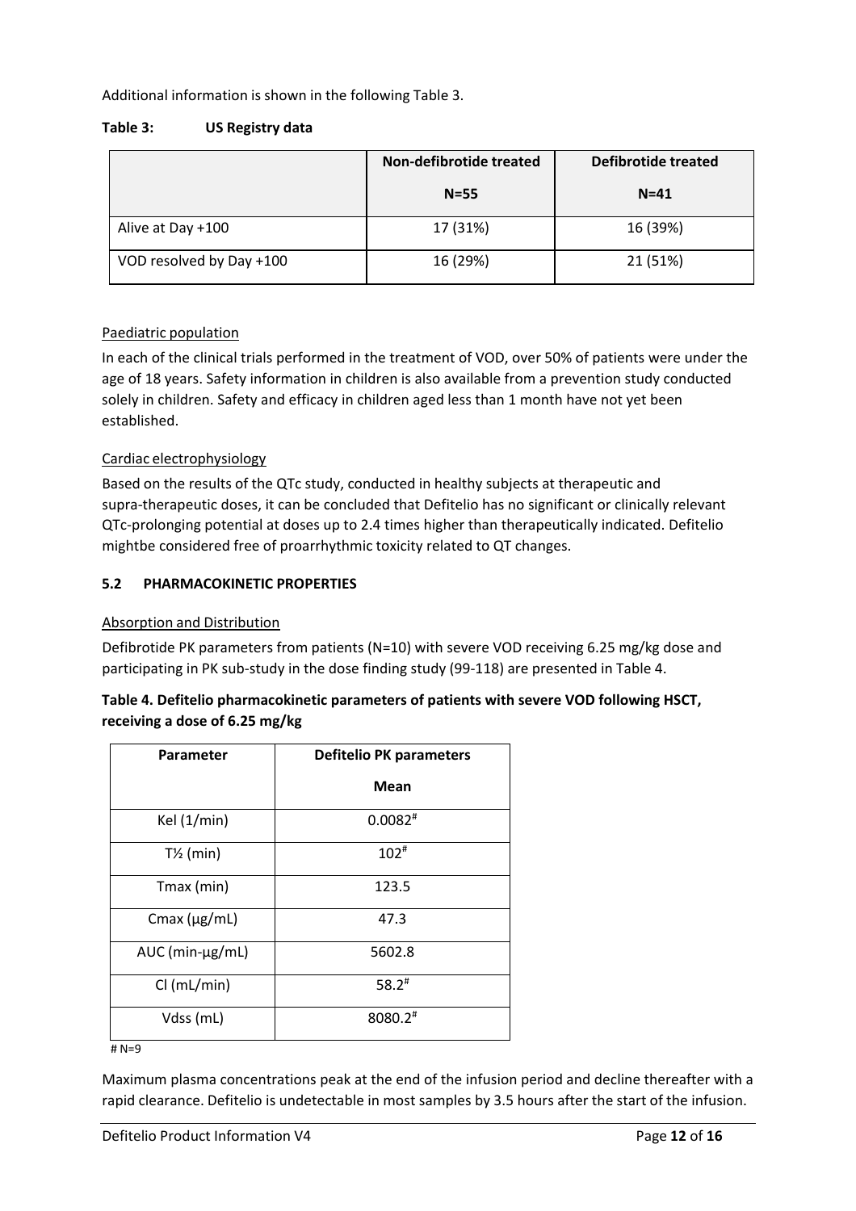Additional information is shown in the following Table 3.

**Table 3: US Registry data**

| | Non-defibrotide treated N=55 | Defibrotide treated N=41 |
|---|---|---|
| Alive at Day +100 | 17 (31%) | 16 (39%) |
| VOD resolved by Day +100 | 16 (29%) | 21 (51%) |

Paediatric population

In each of the clinical trials performed in the treatment of VOD, over 50% of patients were under the age of 18 years. Safety information in children is also available from a prevention study conducted solely in children. Safety and efficacy in children aged less than 1 month have not yet been established.

Cardiac electrophysiology

Based on the results of the QTc study, conducted in healthy subjects at therapeutic and supra-therapeutic doses, it can be concluded that Defitelio has no significant or clinically relevant QTc-prolonging potential at doses up to 2.4 times higher than therapeutically indicated. Defitelio mightbe considered free of proarrhythmic toxicity related to QT changes.

### 5.2 PHARMACOKINETIC PROPERTIES

Absorption and Distribution

Defibrotide PK parameters from patients (N=10) with severe VOD receiving 6.25 mg/kg dose and participating in PK sub-study in the dose finding study (99-118) are presented in Table 4.

**Table 4. Defitelio pharmacokinetic parameters of patients with severe VOD following HSCT, receiving a dose of 6.25 mg/kg**

| Parameter | Defitelio PK parameters Mean |
|---|---|
| Kel (1/min) | 0.0082# |
| T½ (min) | 102# |
| Tmax (min) | 123.5 |
| Cmax (µg/mL) | 47.3 |
| AUC (min-µg/mL) | 5602.8 |
| Cl (mL/min) | 58.2# |
| Vdss (mL) | 8080.2# |

# N=9

Maximum plasma concentrations peak at the end of the infusion period and decline thereafter with a rapid clearance. Defitelio is undetectable in most samples by 3.5 hours after the start of the infusion.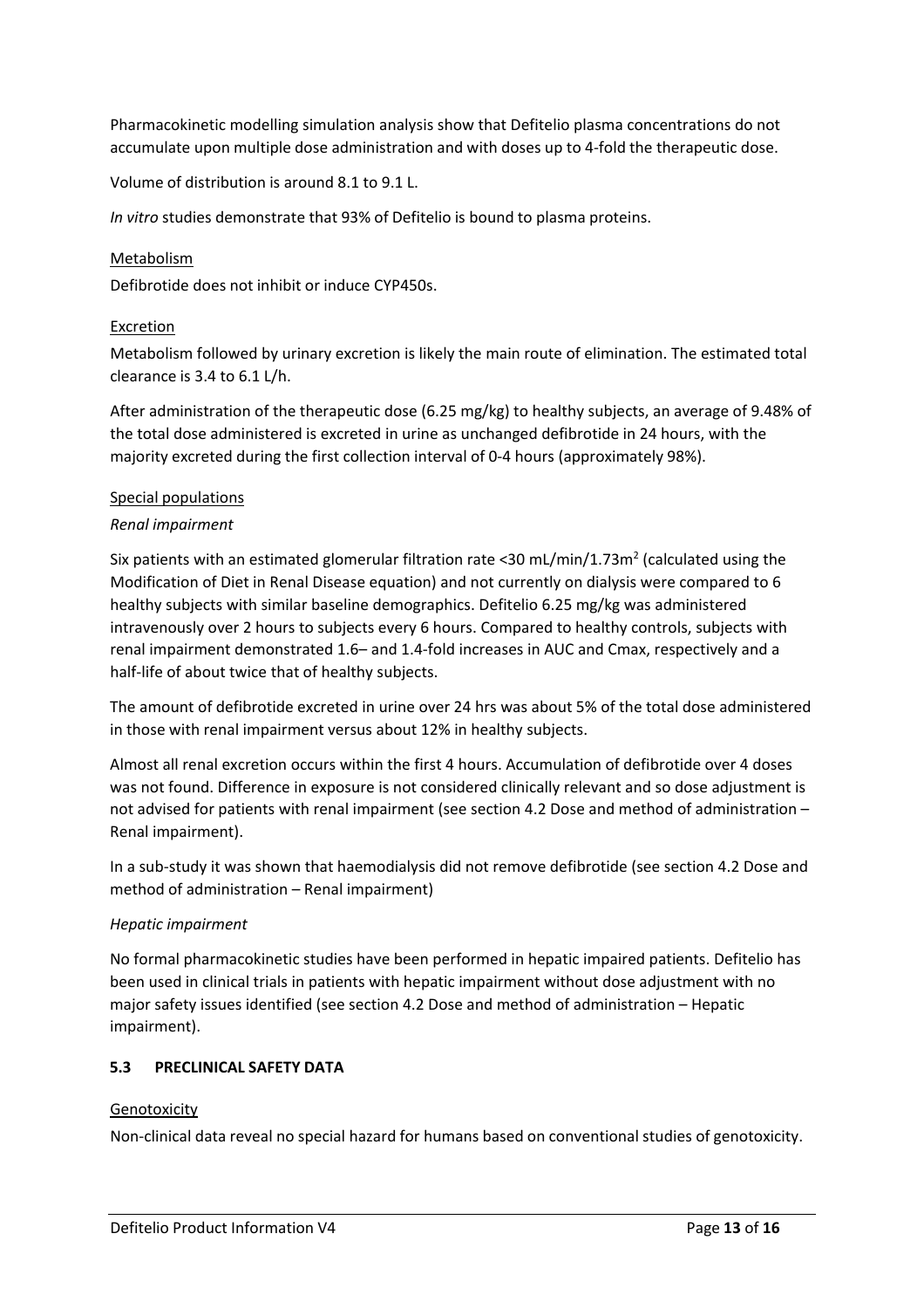Pharmacokinetic modelling simulation analysis show that Defitelio plasma concentrations do not accumulate upon multiple dose administration and with doses up to 4-fold the therapeutic dose.

Volume of distribution is around 8.1 to 9.1 L.

*In vitro* studies demonstrate that 93% of Defitelio is bound to plasma proteins.

Metabolism

Defibrotide does not inhibit or induce CYP450s.

Excretion

Metabolism followed by urinary excretion is likely the main route of elimination. The estimated total clearance is 3.4 to 6.1 L/h.

After administration of the therapeutic dose (6.25 mg/kg) to healthy subjects, an average of 9.48% of the total dose administered is excreted in urine as unchanged defibrotide in 24 hours, with the majority excreted during the first collection interval of 0-4 hours (approximately 98%).

Special populations

*Renal impairment*

Six patients with an estimated glomerular filtration rate <30 mL/min/1.73m$^2$ (calculated using the Modification of Diet in Renal Disease equation) and not currently on dialysis were compared to 6 healthy subjects with similar baseline demographics. Defitelio 6.25 mg/kg was administered intravenously over 2 hours to subjects every 6 hours. Compared to healthy controls, subjects with renal impairment demonstrated 1.6– and 1.4-fold increases in AUC and Cmax, respectively and a half-life of about twice that of healthy subjects.

The amount of defibrotide excreted in urine over 24 hrs was about 5% of the total dose administered in those with renal impairment versus about 12% in healthy subjects.

Almost all renal excretion occurs within the first 4 hours. Accumulation of defibrotide over 4 doses was not found. Difference in exposure is not considered clinically relevant and so dose adjustment is not advised for patients with renal impairment (see section 4.2 Dose and method of administration – Renal impairment).

In a sub-study it was shown that haemodialysis did not remove defibrotide (see section 4.2 Dose and method of administration – Renal impairment)

*Hepatic impairment*

No formal pharmacokinetic studies have been performed in hepatic impaired patients. Defitelio has been used in clinical trials in patients with hepatic impairment without dose adjustment with no major safety issues identified (see section 4.2 Dose and method of administration – Hepatic impairment).

## 5.3 PRECLINICAL SAFETY DATA

Genotoxicity

Non-clinical data reveal no special hazard for humans based on conventional studies of genotoxicity.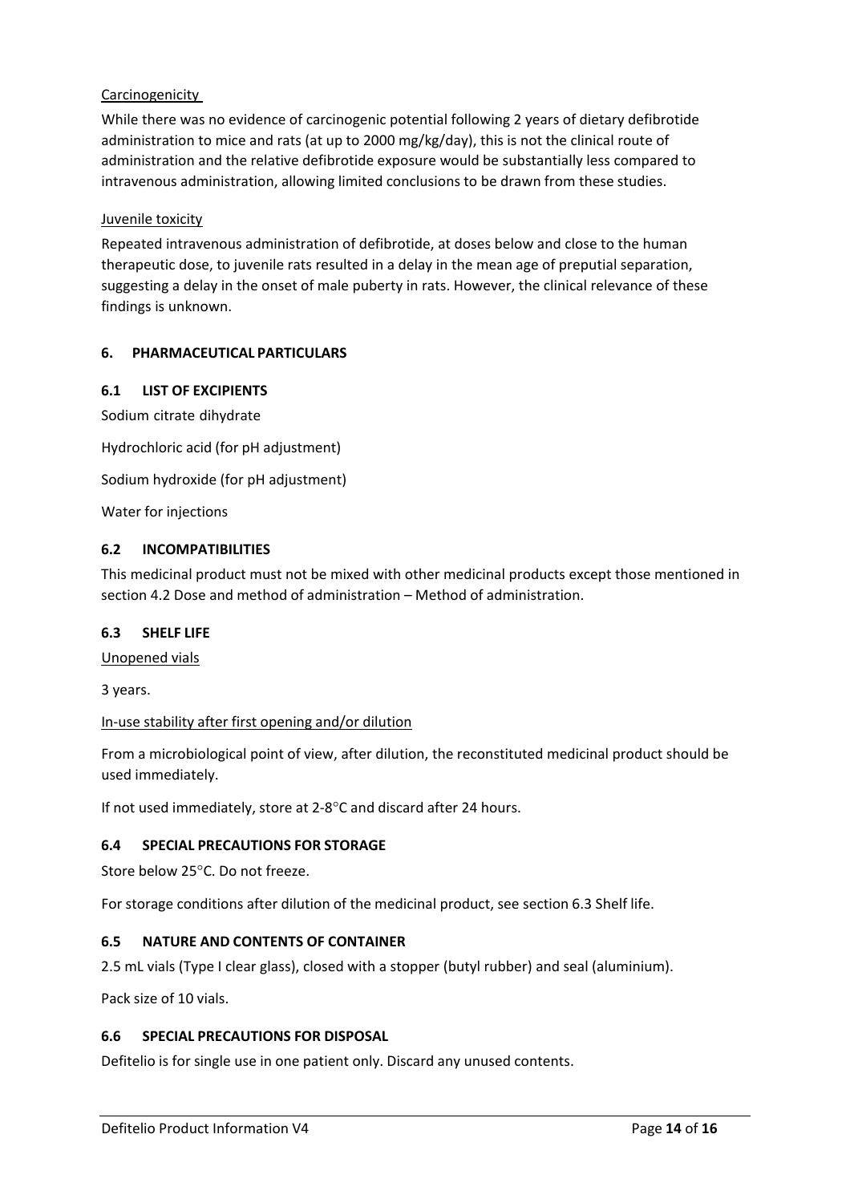Carcinogenicity

While there was no evidence of carcinogenic potential following 2 years of dietary defibrotide administration to mice and rats (at up to 2000 mg/kg/day), this is not the clinical route of administration and the relative defibrotide exposure would be substantially less compared to intravenous administration, allowing limited conclusions to be drawn from these studies.

Juvenile toxicity

Repeated intravenous administration of defibrotide, at doses below and close to the human therapeutic dose, to juvenile rats resulted in a delay in the mean age of preputial separation, suggesting a delay in the onset of male puberty in rats. However, the clinical relevance of these findings is unknown.

## 6. PHARMACEUTICAL PARTICULARS

### 6.1 LIST OF EXCIPIENTS

Sodium citrate dihydrate

Hydrochloric acid (for pH adjustment)

Sodium hydroxide (for pH adjustment)

Water for injections

### 6.2 INCOMPATIBILITIES

This medicinal product must not be mixed with other medicinal products except those mentioned in section 4.2 Dose and method of administration – Method of administration.

### 6.3 SHELF LIFE

Unopened vials

3 years.

In-use stability after first opening and/or dilution

From a microbiological point of view, after dilution, the reconstituted medicinal product should be used immediately.

If not used immediately, store at 2-8°C and discard after 24 hours.

### 6.4 SPECIAL PRECAUTIONS FOR STORAGE

Store below 25°C. Do not freeze.

For storage conditions after dilution of the medicinal product, see section 6.3 Shelf life.

### 6.5 NATURE AND CONTENTS OF CONTAINER

2.5 mL vials (Type I clear glass), closed with a stopper (butyl rubber) and seal (aluminium).

Pack size of 10 vials.

### 6.6 SPECIAL PRECAUTIONS FOR DISPOSAL

Defitelio is for single use in one patient only. Discard any unused contents.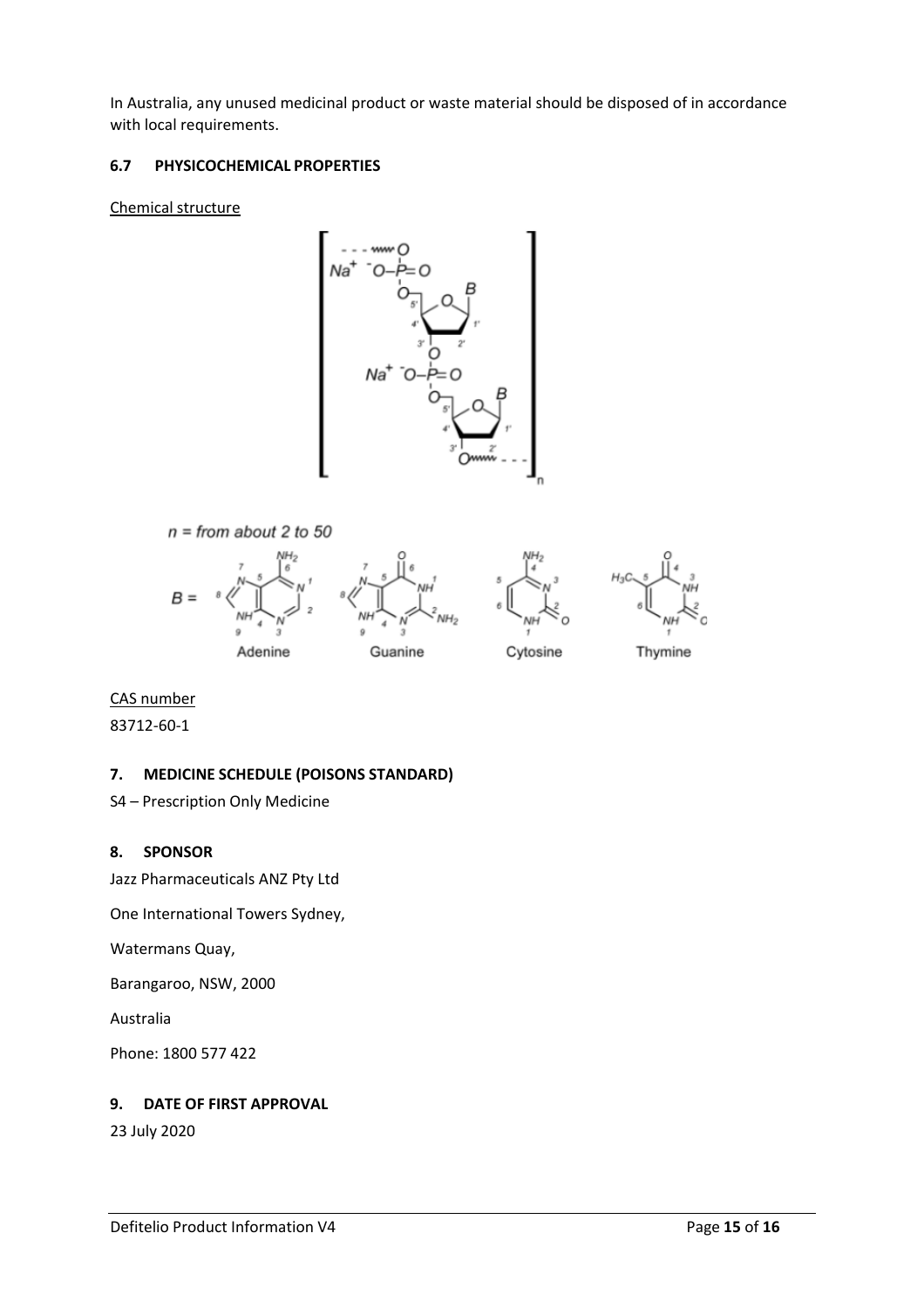In Australia, any unused medicinal product or waste material should be disposed of in accordance with local requirements.

### 6.7 PHYSICOCHEMICAL PROPERTIES

Chemical structure

n = from about 2 to 50

B = Adenine, Guanine, Cytosine, Thymine

CAS number

83712-60-1

## 7. MEDICINE SCHEDULE (POISONS STANDARD)

S4 – Prescription Only Medicine

## 8. SPONSOR

Jazz Pharmaceuticals ANZ Pty Ltd

One International Towers Sydney,

Watermans Quay,

Barangaroo, NSW, 2000

Australia

Phone: 1800 577 422

## 9. DATE OF FIRST APPROVAL

23 July 2020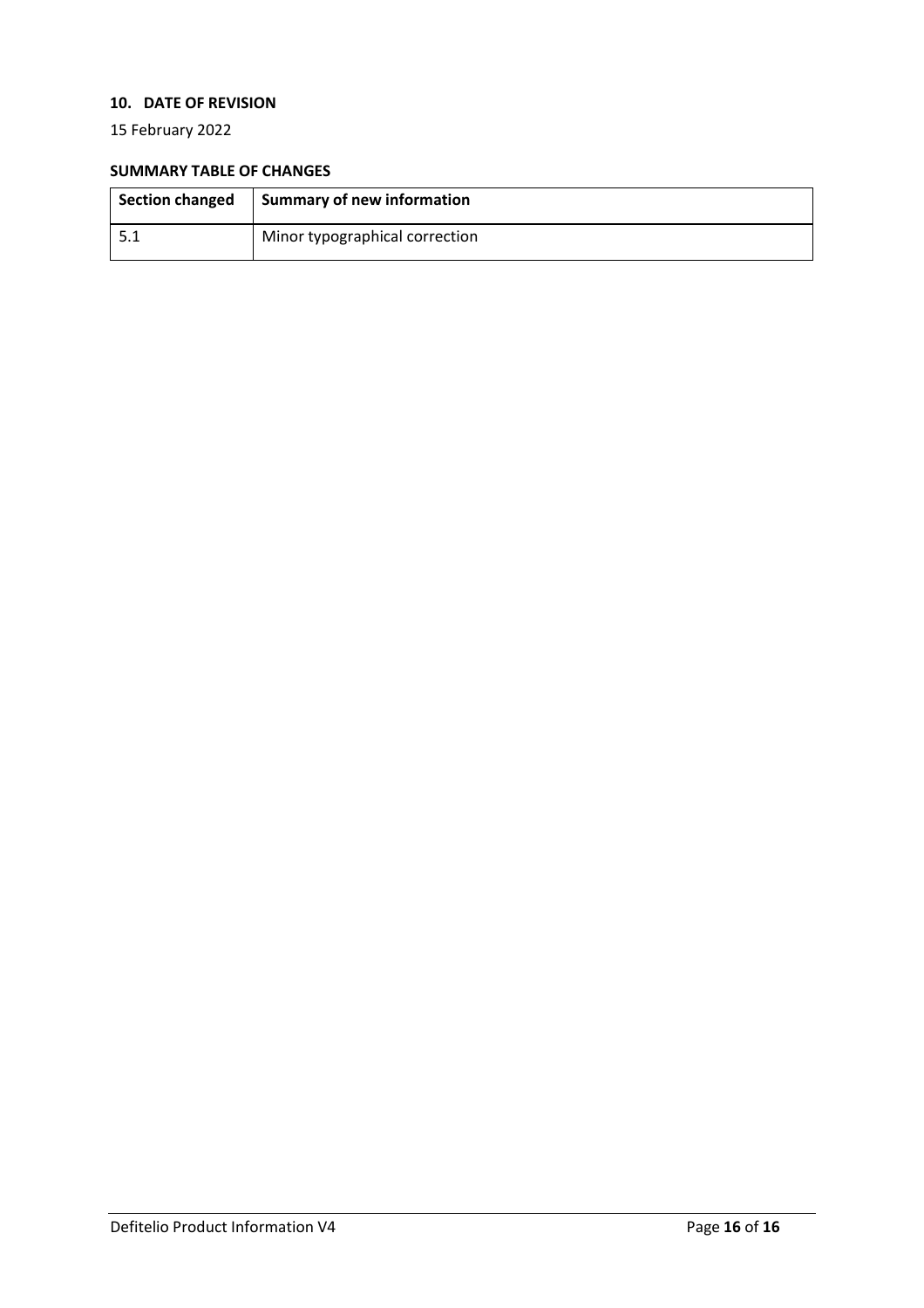## 10. DATE OF REVISION

15 February 2022

### SUMMARY TABLE OF CHANGES

| Section changed | Summary of new information |
|---|---|
| 5.1 | Minor typographical correction |